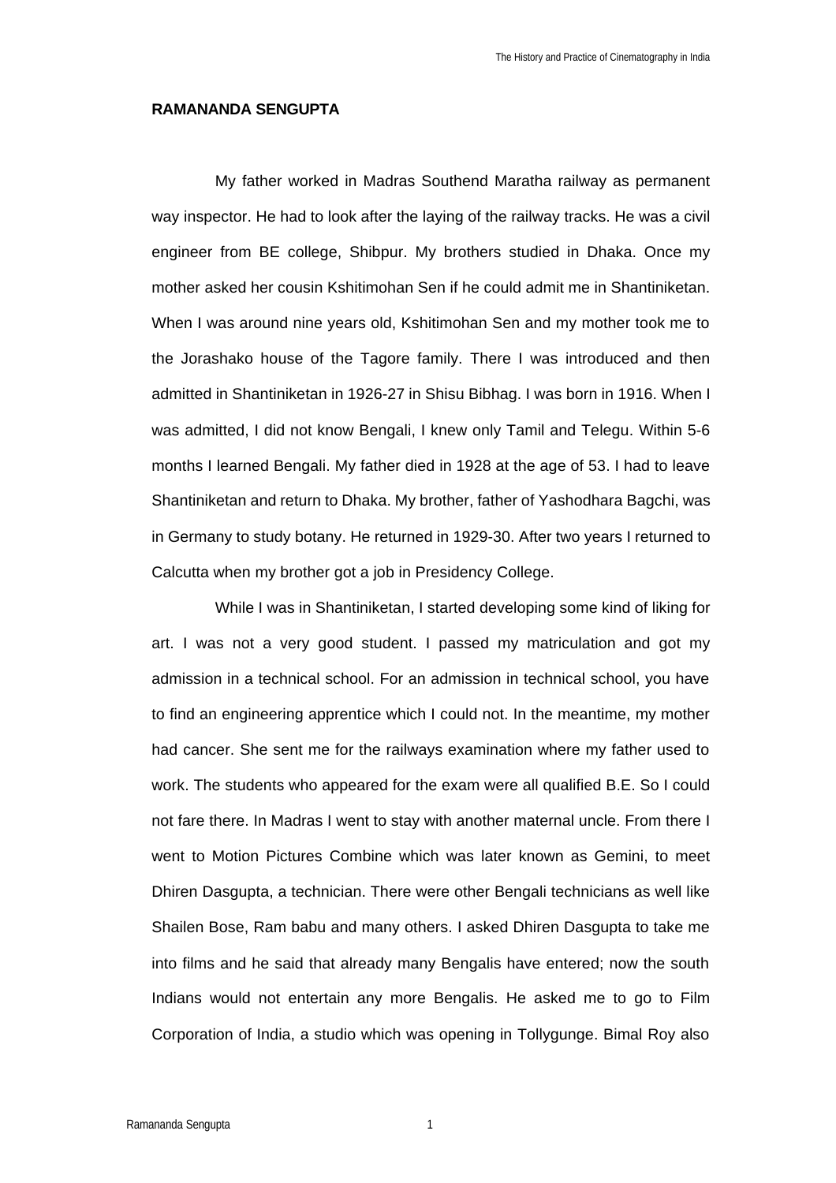**RAMANANDA SENGUPTA**

My father worked in Madras Southend Maratha railway as permanent way inspector. He had to look after the laying of the railway tracks. He was a civil engineer from BE college, Shibpur. My brothers studied in Dhaka. Once my mother asked her cousin Kshitimohan Sen if he could admit me in Shantiniketan. When I was around nine years old, Kshitimohan Sen and my mother took me to the Jorashako house of the Tagore family. There I was introduced and then admitted in Shantiniketan in 1926-27 in Shisu Bibhag. I was born in 1916. When I was admitted, I did not know Bengali, I knew only Tamil and Telegu. Within 5-6 months I learned Bengali. My father died in 1928 at the age of 53. I had to leave Shantiniketan and return to Dhaka. My brother, father of Yashodhara Bagchi, was in Germany to study botany. He returned in 1929-30. After two years I returned to Calcutta when my brother got a job in Presidency College.

While I was in Shantiniketan, I started developing some kind of liking for art. I was not a very good student. I passed my matriculation and got my admission in a technical school. For an admission in technical school, you have to find an engineering apprentice which I could not. In the meantime, my mother had cancer. She sent me for the railways examination where my father used to work. The students who appeared for the exam were all qualified B.E. So I could not fare there. In Madras I went to stay with another maternal uncle. From there I went to Motion Pictures Combine which was later known as Gemini, to meet Dhiren Dasgupta, a technician. There were other Bengali technicians as well like Shailen Bose, Ram babu and many others. I asked Dhiren Dasgupta to take me into films and he said that already many Bengalis have entered; now the south Indians would not entertain any more Bengalis. He asked me to go to Film Corporation of India, a studio which was opening in Tollygunge. Bimal Roy also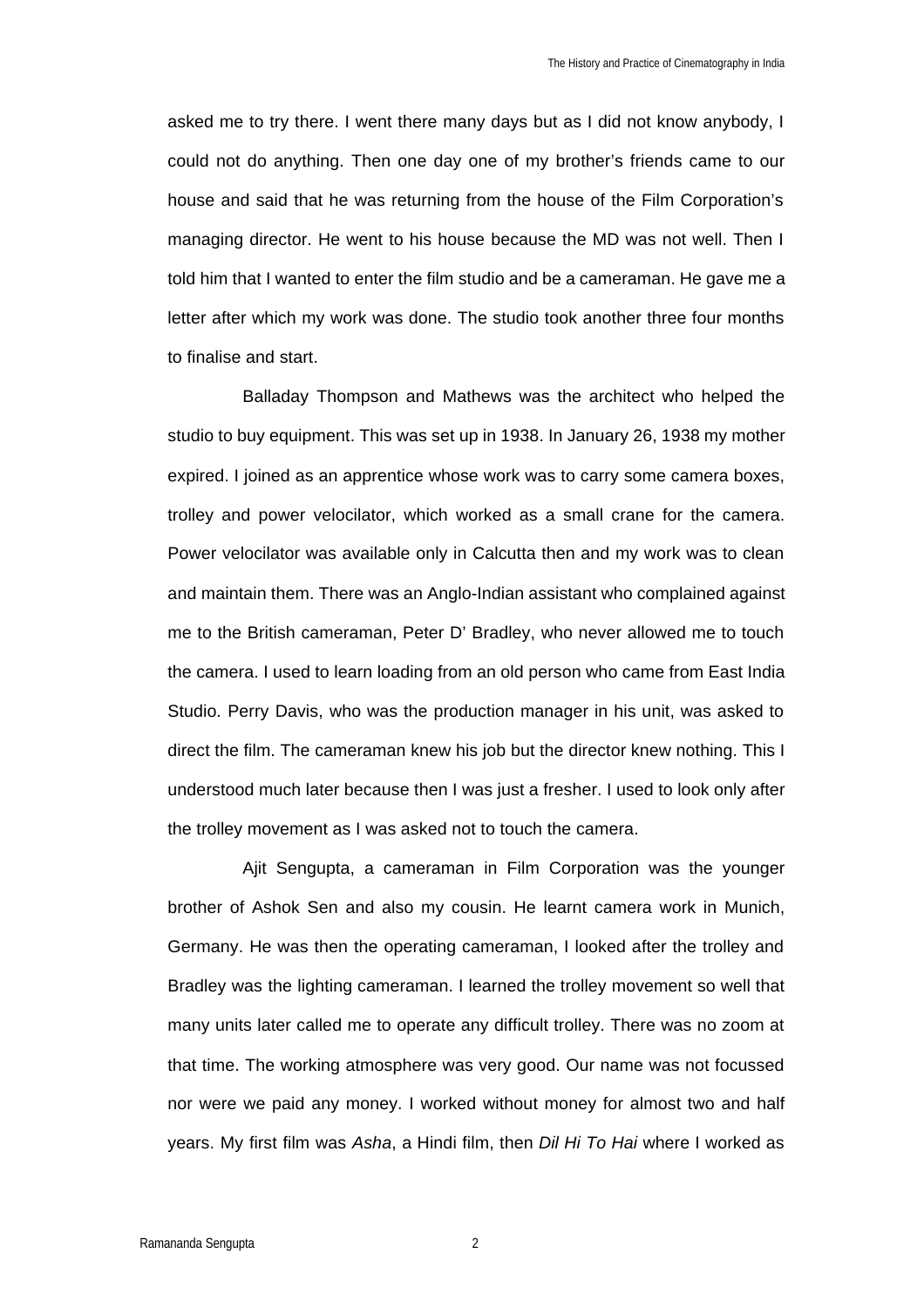asked me to try there. I went there many days but as I did not know anybody, I could not do anything. Then one day one of my brother's friends came to our house and said that he was returning from the house of the Film Corporation's managing director. He went to his house because the MD was not well. Then I told him that I wanted to enter the film studio and be a cameraman. He gave me a letter after which my work was done. The studio took another three four months to finalise and start.

Balladay Thompson and Mathews was the architect who helped the studio to buy equipment. This was set up in 1938. In January 26, 1938 my mother expired. I joined as an apprentice whose work was to carry some camera boxes, trolley and power velocilator, which worked as a small crane for the camera. Power velocilator was available only in Calcutta then and my work was to clean and maintain them. There was an Anglo-Indian assistant who complained against me to the British cameraman, Peter D' Bradley, who never allowed me to touch the camera. I used to learn loading from an old person who came from East India Studio. Perry Davis, who was the production manager in his unit, was asked to direct the film. The cameraman knew his job but the director knew nothing. This I understood much later because then I was just a fresher. I used to look only after the trolley movement as I was asked not to touch the camera.

Ajit Sengupta, a cameraman in Film Corporation was the younger brother of Ashok Sen and also my cousin. He learnt camera work in Munich, Germany. He was then the operating cameraman, I looked after the trolley and Bradley was the lighting cameraman. I learned the trolley movement so well that many units later called me to operate any difficult trolley. There was no zoom at that time. The working atmosphere was very good. Our name was not focussed nor were we paid any money. I worked without money for almost two and half years. My first film was *Asha*, a Hindi film, then *Dil Hi To Hai* where I worked as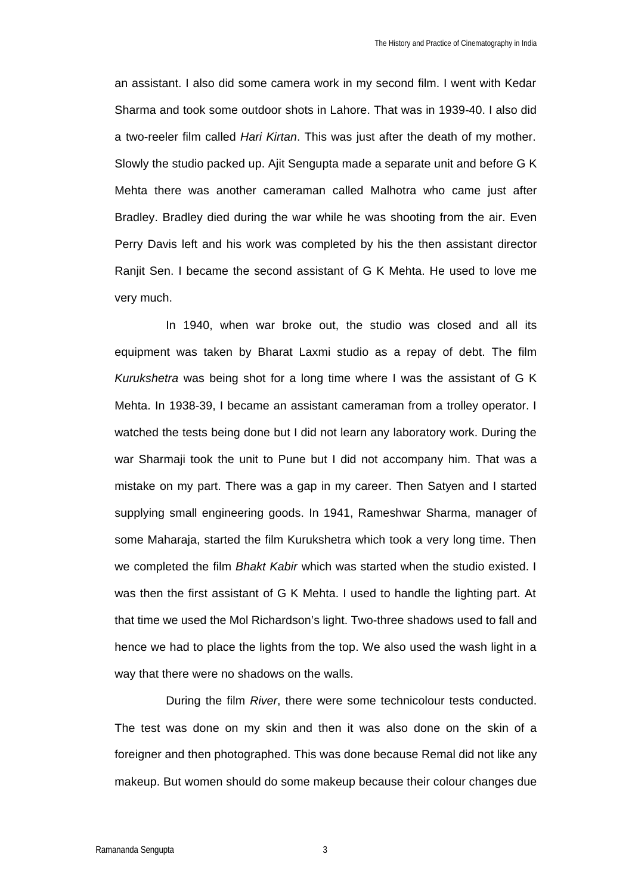an assistant. I also did some camera work in my second film. I went with Kedar Sharma and took some outdoor shots in Lahore. That was in 1939-40. I also did a two-reeler film called *Hari Kirtan*. This was just after the death of my mother. Slowly the studio packed up. Ajit Sengupta made a separate unit and before G K Mehta there was another cameraman called Malhotra who came just after Bradley. Bradley died during the war while he was shooting from the air. Even Perry Davis left and his work was completed by his the then assistant director Ranjit Sen. I became the second assistant of G K Mehta. He used to love me very much.

In 1940, when war broke out, the studio was closed and all its equipment was taken by Bharat Laxmi studio as a repay of debt. The film *Kurukshetra* was being shot for a long time where I was the assistant of G K Mehta. In 1938-39, I became an assistant cameraman from a trolley operator. I watched the tests being done but I did not learn any laboratory work. During the war Sharmaji took the unit to Pune but I did not accompany him. That was a mistake on my part. There was a gap in my career. Then Satyen and I started supplying small engineering goods. In 1941, Rameshwar Sharma, manager of some Maharaja, started the film Kurukshetra which took a very long time. Then we completed the film *Bhakt Kabir* which was started when the studio existed. I was then the first assistant of G K Mehta. I used to handle the lighting part. At that time we used the Mol Richardson's light. Two-three shadows used to fall and hence we had to place the lights from the top. We also used the wash light in a way that there were no shadows on the walls.

During the film *River*, there were some technicolour tests conducted. The test was done on my skin and then it was also done on the skin of a foreigner and then photographed. This was done because Remal did not like any makeup. But women should do some makeup because their colour changes due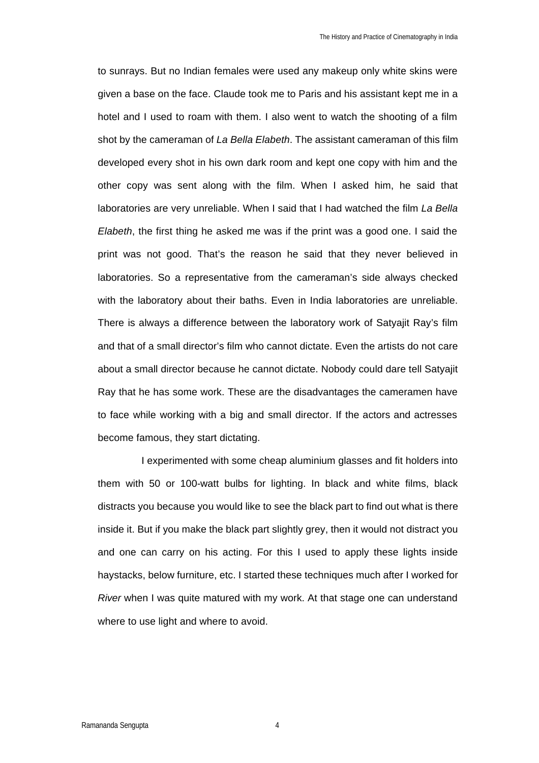to sunrays. But no Indian females were used any makeup only white skins were given a base on the face. Claude took me to Paris and his assistant kept me in a hotel and I used to roam with them. I also went to watch the shooting of a film shot by the cameraman of *La Bella Elabeth*. The assistant cameraman of this film developed every shot in his own dark room and kept one copy with him and the other copy was sent along with the film. When I asked him, he said that laboratories are very unreliable. When I said that I had watched the film *La Bella Elabeth*, the first thing he asked me was if the print was a good one. I said the print was not good. That's the reason he said that they never believed in laboratories. So a representative from the cameraman's side always checked with the laboratory about their baths. Even in India laboratories are unreliable. There is always a difference between the laboratory work of Satyajit Ray's film and that of a small director's film who cannot dictate. Even the artists do not care about a small director because he cannot dictate. Nobody could dare tell Satyajit Ray that he has some work. These are the disadvantages the cameramen have to face while working with a big and small director. If the actors and actresses become famous, they start dictating.

I experimented with some cheap aluminium glasses and fit holders into them with 50 or 100-watt bulbs for lighting. In black and white films, black distracts you because you would like to see the black part to find out what is there inside it. But if you make the black part slightly grey, then it would not distract you and one can carry on his acting. For this I used to apply these lights inside haystacks, below furniture, etc. I started these techniques much after I worked for *River* when I was quite matured with my work. At that stage one can understand where to use light and where to avoid.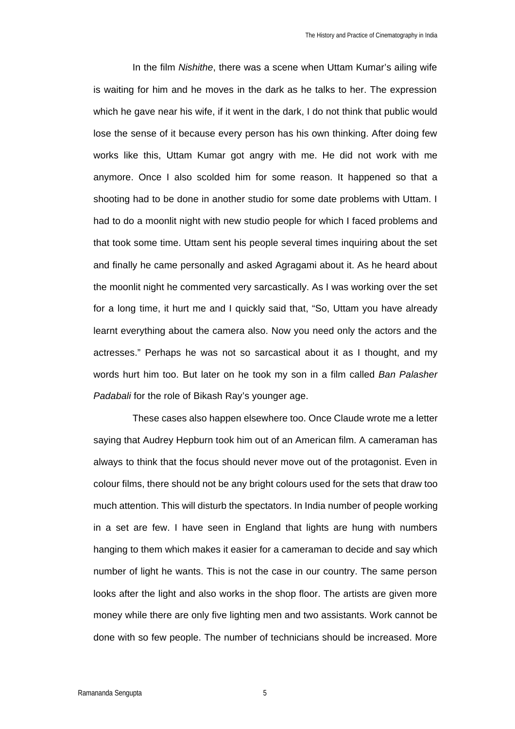In the film *Nishithe*, there was a scene when Uttam Kumar's ailing wife is waiting for him and he moves in the dark as he talks to her. The expression which he gave near his wife, if it went in the dark, I do not think that public would lose the sense of it because every person has his own thinking. After doing few works like this, Uttam Kumar got angry with me. He did not work with me anymore. Once I also scolded him for some reason. It happened so that a shooting had to be done in another studio for some date problems with Uttam. I had to do a moonlit night with new studio people for which I faced problems and that took some time. Uttam sent his people several times inquiring about the set and finally he came personally and asked Agragami about it. As he heard about the moonlit night he commented very sarcastically. As I was working over the set for a long time, it hurt me and I quickly said that, "So, Uttam you have already learnt everything about the camera also. Now you need only the actors and the actresses." Perhaps he was not so sarcastical about it as I thought, and my words hurt him too. But later on he took my son in a film called *Ban Palasher Padabali* for the role of Bikash Ray's younger age.

These cases also happen elsewhere too. Once Claude wrote me a letter saying that Audrey Hepburn took him out of an American film. A cameraman has always to think that the focus should never move out of the protagonist. Even in colour films, there should not be any bright colours used for the sets that draw too much attention. This will disturb the spectators. In India number of people working in a set are few. I have seen in England that lights are hung with numbers hanging to them which makes it easier for a cameraman to decide and say which number of light he wants. This is not the case in our country. The same person looks after the light and also works in the shop floor. The artists are given more money while there are only five lighting men and two assistants. Work cannot be done with so few people. The number of technicians should be increased. More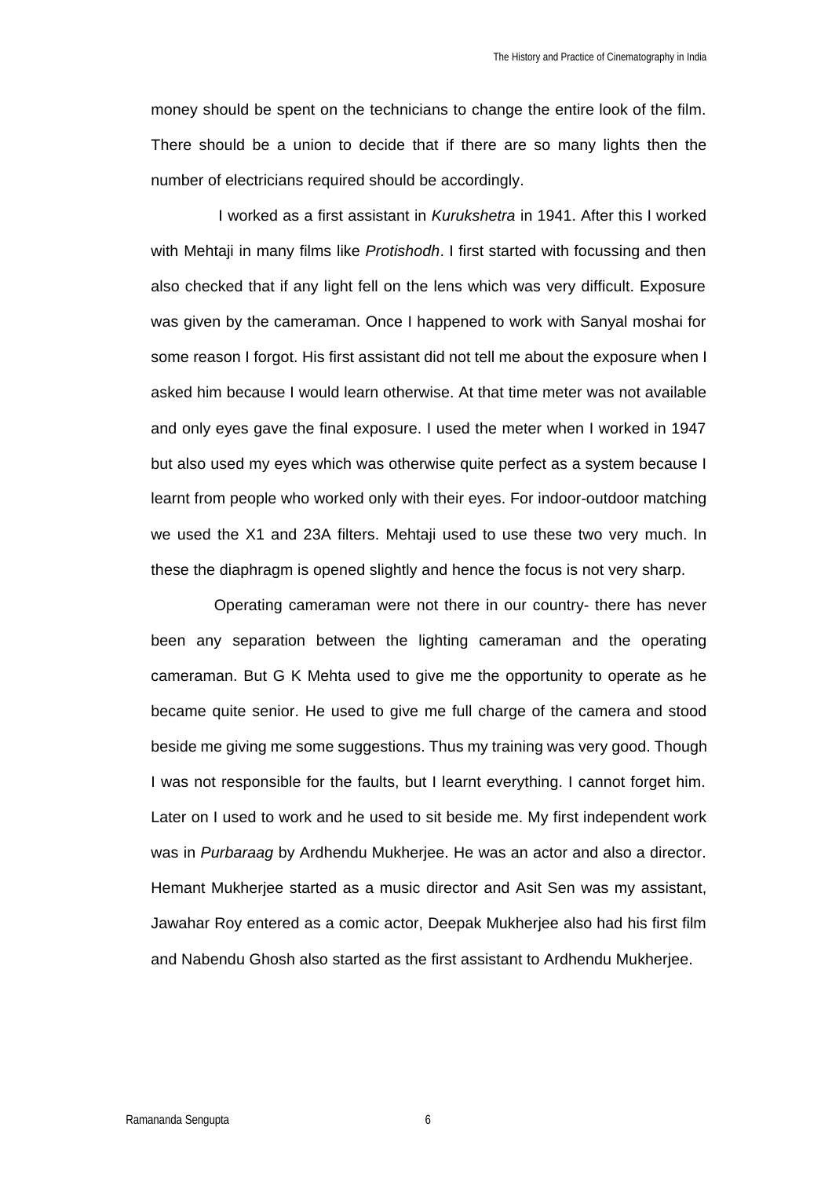money should be spent on the technicians to change the entire look of the film. There should be a union to decide that if there are so many lights then the number of electricians required should be accordingly.

I worked as a first assistant in *Kurukshetra* in 1941. After this I worked with Mehtaji in many films like *Protishodh*. I first started with focussing and then also checked that if any light fell on the lens which was very difficult. Exposure was given by the cameraman. Once I happened to work with Sanyal moshai for some reason I forgot. His first assistant did not tell me about the exposure when I asked him because I would learn otherwise. At that time meter was not available and only eyes gave the final exposure. I used the meter when I worked in 1947 but also used my eyes which was otherwise quite perfect as a system because I learnt from people who worked only with their eyes. For indoor-outdoor matching we used the X1 and 23A filters. Mehtaji used to use these two very much. In these the diaphragm is opened slightly and hence the focus is not very sharp.

Operating cameraman were not there in our country- there has never been any separation between the lighting cameraman and the operating cameraman. But G K Mehta used to give me the opportunity to operate as he became quite senior. He used to give me full charge of the camera and stood beside me giving me some suggestions. Thus my training was very good. Though I was not responsible for the faults, but I learnt everything. I cannot forget him. Later on I used to work and he used to sit beside me. My first independent work was in *Purbaraag* by Ardhendu Mukherjee. He was an actor and also a director. Hemant Mukherjee started as a music director and Asit Sen was my assistant, Jawahar Roy entered as a comic actor, Deepak Mukherjee also had his first film and Nabendu Ghosh also started as the first assistant to Ardhendu Mukherjee.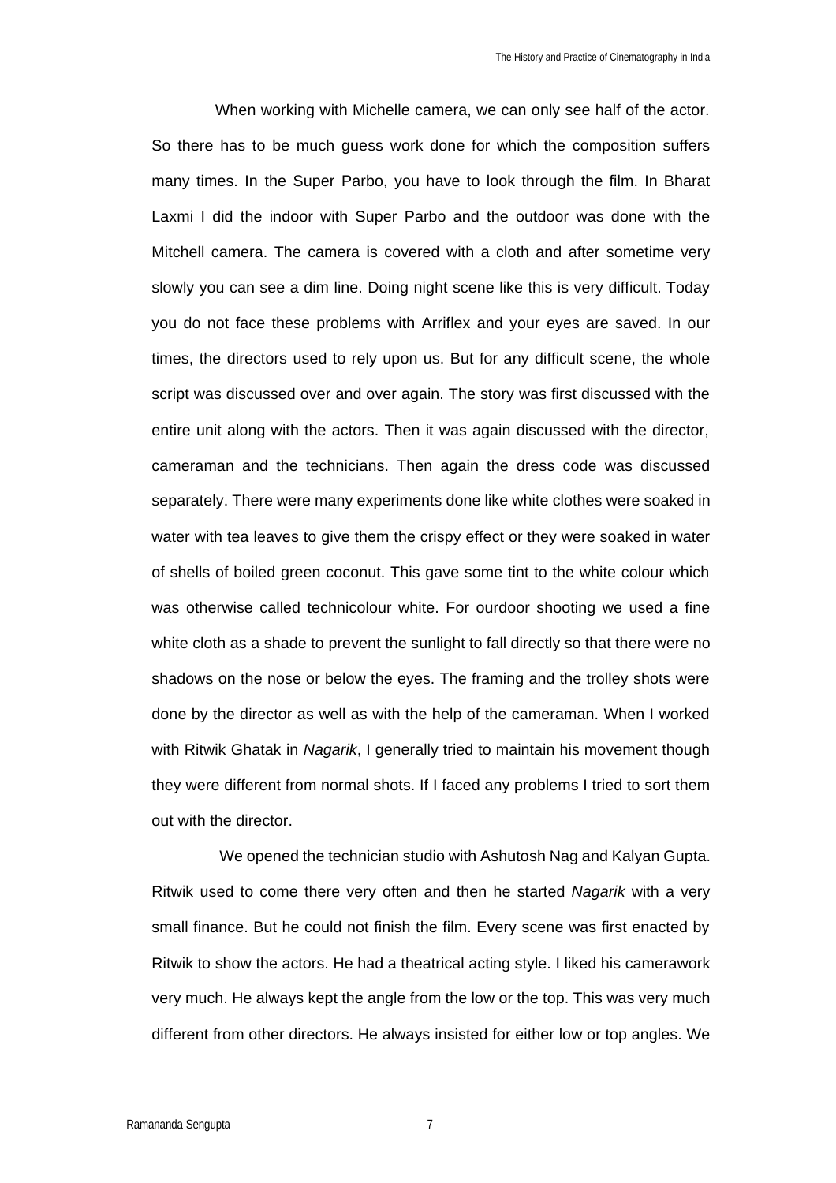When working with Michelle camera, we can only see half of the actor. So there has to be much guess work done for which the composition suffers many times. In the Super Parbo, you have to look through the film. In Bharat Laxmi I did the indoor with Super Parbo and the outdoor was done with the Mitchell camera. The camera is covered with a cloth and after sometime very slowly you can see a dim line. Doing night scene like this is very difficult. Today you do not face these problems with Arriflex and your eyes are saved. In our times, the directors used to rely upon us. But for any difficult scene, the whole script was discussed over and over again. The story was first discussed with the entire unit along with the actors. Then it was again discussed with the director, cameraman and the technicians. Then again the dress code was discussed separately. There were many experiments done like white clothes were soaked in water with tea leaves to give them the crispy effect or they were soaked in water of shells of boiled green coconut. This gave some tint to the white colour which was otherwise called technicolour white. For ourdoor shooting we used a fine white cloth as a shade to prevent the sunlight to fall directly so that there were no shadows on the nose or below the eyes. The framing and the trolley shots were done by the director as well as with the help of the cameraman. When I worked with Ritwik Ghatak in *Nagarik*, I generally tried to maintain his movement though they were different from normal shots. If I faced any problems I tried to sort them out with the director.

We opened the technician studio with Ashutosh Nag and Kalyan Gupta. Ritwik used to come there very often and then he started *Nagarik* with a very small finance. But he could not finish the film. Every scene was first enacted by Ritwik to show the actors. He had a theatrical acting style. I liked his camerawork very much. He always kept the angle from the low or the top. This was very much different from other directors. He always insisted for either low or top angles. We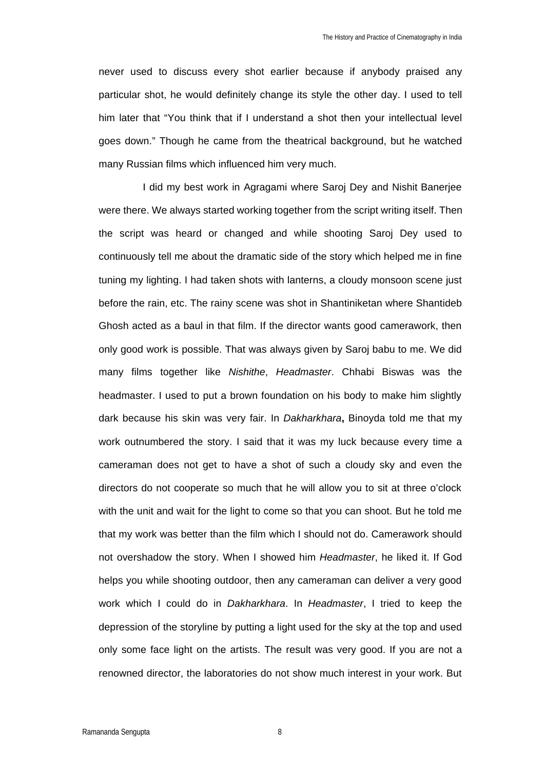never used to discuss every shot earlier because if anybody praised any particular shot, he would definitely change its style the other day. I used to tell him later that "You think that if I understand a shot then your intellectual level goes down." Though he came from the theatrical background, but he watched many Russian films which influenced him very much.

I did my best work in Agragami where Saroj Dey and Nishit Banerjee were there. We always started working together from the script writing itself. Then the script was heard or changed and while shooting Saroj Dey used to continuously tell me about the dramatic side of the story which helped me in fine tuning my lighting. I had taken shots with lanterns, a cloudy monsoon scene just before the rain, etc. The rainy scene was shot in Shantiniketan where Shantideb Ghosh acted as a baul in that film. If the director wants good camerawork, then only good work is possible. That was always given by Saroj babu to me. We did many films together like *Nishithe*, *Headmaster*. Chhabi Biswas was the headmaster. I used to put a brown foundation on his body to make him slightly dark because his skin was very fair. In *Dakharkhara***,** Binoyda told me that my work outnumbered the story. I said that it was my luck because every time a cameraman does not get to have a shot of such a cloudy sky and even the directors do not cooperate so much that he will allow you to sit at three o'clock with the unit and wait for the light to come so that you can shoot. But he told me that my work was better than the film which I should not do. Camerawork should not overshadow the story. When I showed him *Headmaster*, he liked it. If God helps you while shooting outdoor, then any cameraman can deliver a very good work which I could do in *Dakharkhara*. In *Headmaster*, I tried to keep the depression of the storyline by putting a light used for the sky at the top and used only some face light on the artists. The result was very good. If you are not a renowned director, the laboratories do not show much interest in your work. But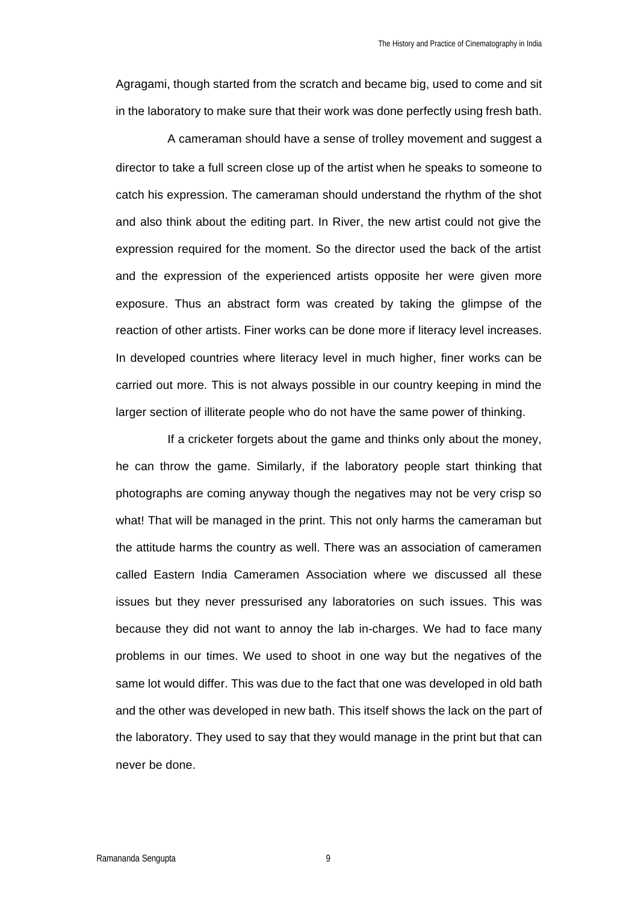Agragami, though started from the scratch and became big, used to come and sit in the laboratory to make sure that their work was done perfectly using fresh bath.

A cameraman should have a sense of trolley movement and suggest a director to take a full screen close up of the artist when he speaks to someone to catch his expression. The cameraman should understand the rhythm of the shot and also think about the editing part. In River, the new artist could not give the expression required for the moment. So the director used the back of the artist and the expression of the experienced artists opposite her were given more exposure. Thus an abstract form was created by taking the glimpse of the reaction of other artists. Finer works can be done more if literacy level increases. In developed countries where literacy level in much higher, finer works can be carried out more. This is not always possible in our country keeping in mind the larger section of illiterate people who do not have the same power of thinking.

If a cricketer forgets about the game and thinks only about the money, he can throw the game. Similarly, if the laboratory people start thinking that photographs are coming anyway though the negatives may not be very crisp so what! That will be managed in the print. This not only harms the cameraman but the attitude harms the country as well. There was an association of cameramen called Eastern India Cameramen Association where we discussed all these issues but they never pressurised any laboratories on such issues. This was because they did not want to annoy the lab in-charges. We had to face many problems in our times. We used to shoot in one way but the negatives of the same lot would differ. This was due to the fact that one was developed in old bath and the other was developed in new bath. This itself shows the lack on the part of the laboratory. They used to say that they would manage in the print but that can never be done.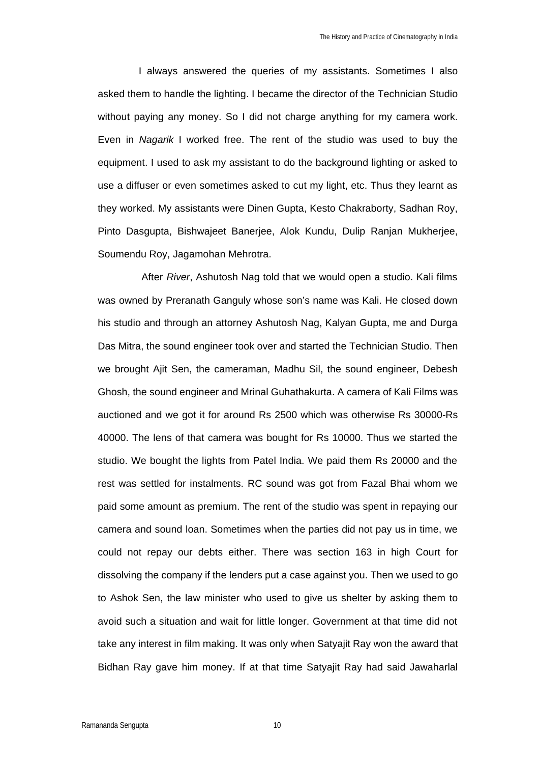I always answered the queries of my assistants. Sometimes I also asked them to handle the lighting. I became the director of the Technician Studio without paying any money. So I did not charge anything for my camera work. Even in *Nagarik* I worked free. The rent of the studio was used to buy the equipment. I used to ask my assistant to do the background lighting or asked to use a diffuser or even sometimes asked to cut my light, etc. Thus they learnt as they worked. My assistants were Dinen Gupta, Kesto Chakraborty, Sadhan Roy, Pinto Dasgupta, Bishwajeet Banerjee, Alok Kundu, Dulip Ranjan Mukherjee, Soumendu Roy, Jagamohan Mehrotra.

After *River*, Ashutosh Nag told that we would open a studio. Kali films was owned by Preranath Ganguly whose son's name was Kali. He closed down his studio and through an attorney Ashutosh Nag, Kalyan Gupta, me and Durga Das Mitra, the sound engineer took over and started the Technician Studio. Then we brought Ajit Sen, the cameraman, Madhu Sil, the sound engineer, Debesh Ghosh, the sound engineer and Mrinal Guhathakurta. A camera of Kali Films was auctioned and we got it for around Rs 2500 which was otherwise Rs 30000-Rs 40000. The lens of that camera was bought for Rs 10000. Thus we started the studio. We bought the lights from Patel India. We paid them Rs 20000 and the rest was settled for instalments. RC sound was got from Fazal Bhai whom we paid some amount as premium. The rent of the studio was spent in repaying our camera and sound loan. Sometimes when the parties did not pay us in time, we could not repay our debts either. There was section 163 in high Court for dissolving the company if the lenders put a case against you. Then we used to go to Ashok Sen, the law minister who used to give us shelter by asking them to avoid such a situation and wait for little longer. Government at that time did not take any interest in film making. It was only when Satyajit Ray won the award that Bidhan Ray gave him money. If at that time Satyajit Ray had said Jawaharlal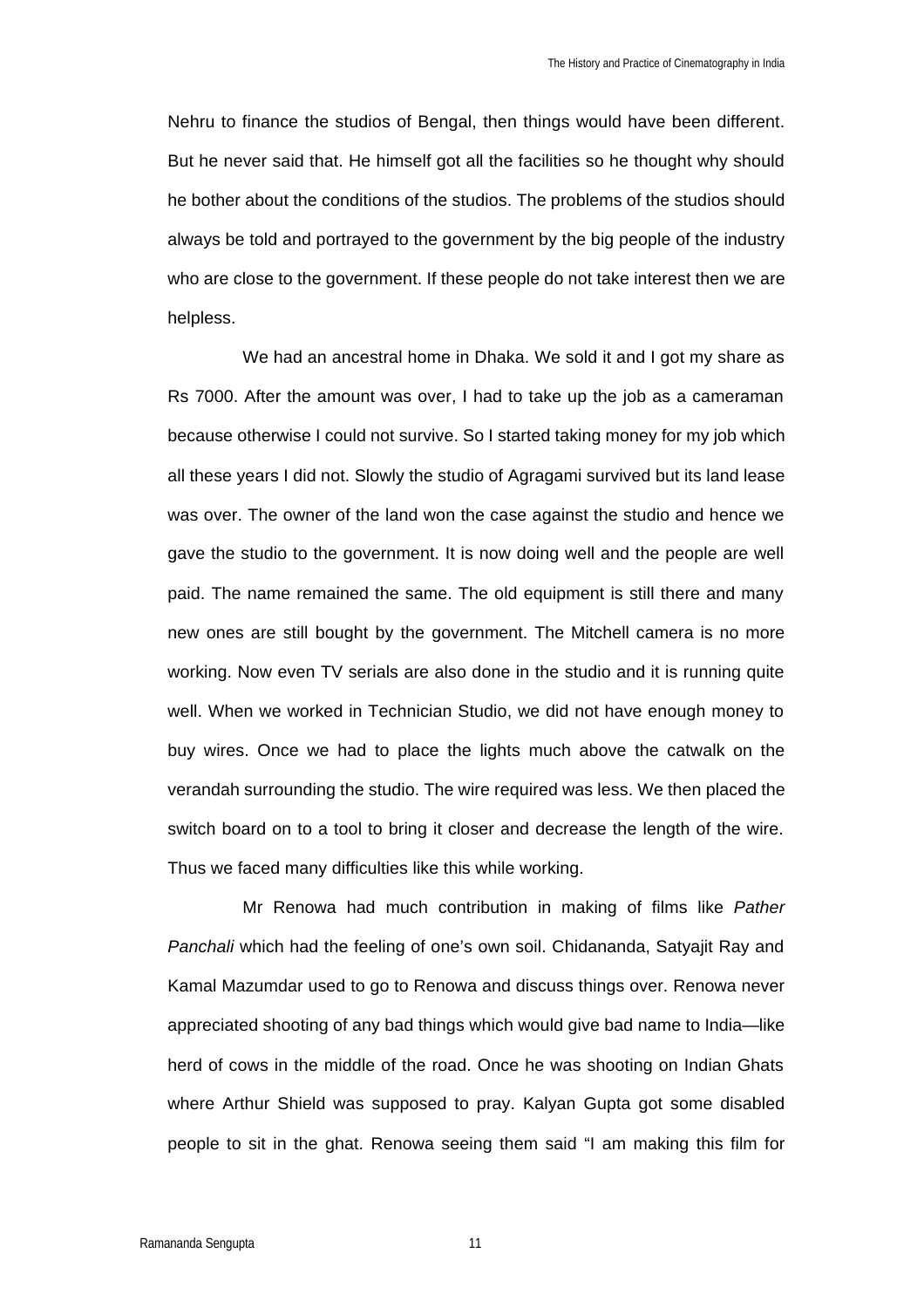Nehru to finance the studios of Bengal, then things would have been different. But he never said that. He himself got all the facilities so he thought why should he bother about the conditions of the studios. The problems of the studios should always be told and portrayed to the government by the big people of the industry who are close to the government. If these people do not take interest then we are helpless.

We had an ancestral home in Dhaka. We sold it and I got my share as Rs 7000. After the amount was over, I had to take up the job as a cameraman because otherwise I could not survive. So I started taking money for my job which all these years I did not. Slowly the studio of Agragami survived but its land lease was over. The owner of the land won the case against the studio and hence we gave the studio to the government. It is now doing well and the people are well paid. The name remained the same. The old equipment is still there and many new ones are still bought by the government. The Mitchell camera is no more working. Now even TV serials are also done in the studio and it is running quite well. When we worked in Technician Studio, we did not have enough money to buy wires. Once we had to place the lights much above the catwalk on the verandah surrounding the studio. The wire required was less. We then placed the switch board on to a tool to bring it closer and decrease the length of the wire. Thus we faced many difficulties like this while working.

Mr Renowa had much contribution in making of films like *Pather Panchali* which had the feeling of one's own soil. Chidananda, Satyajit Ray and Kamal Mazumdar used to go to Renowa and discuss things over. Renowa never appreciated shooting of any bad things which would give bad name to India—like herd of cows in the middle of the road. Once he was shooting on Indian Ghats where Arthur Shield was supposed to pray. Kalyan Gupta got some disabled people to sit in the ghat. Renowa seeing them said "I am making this film for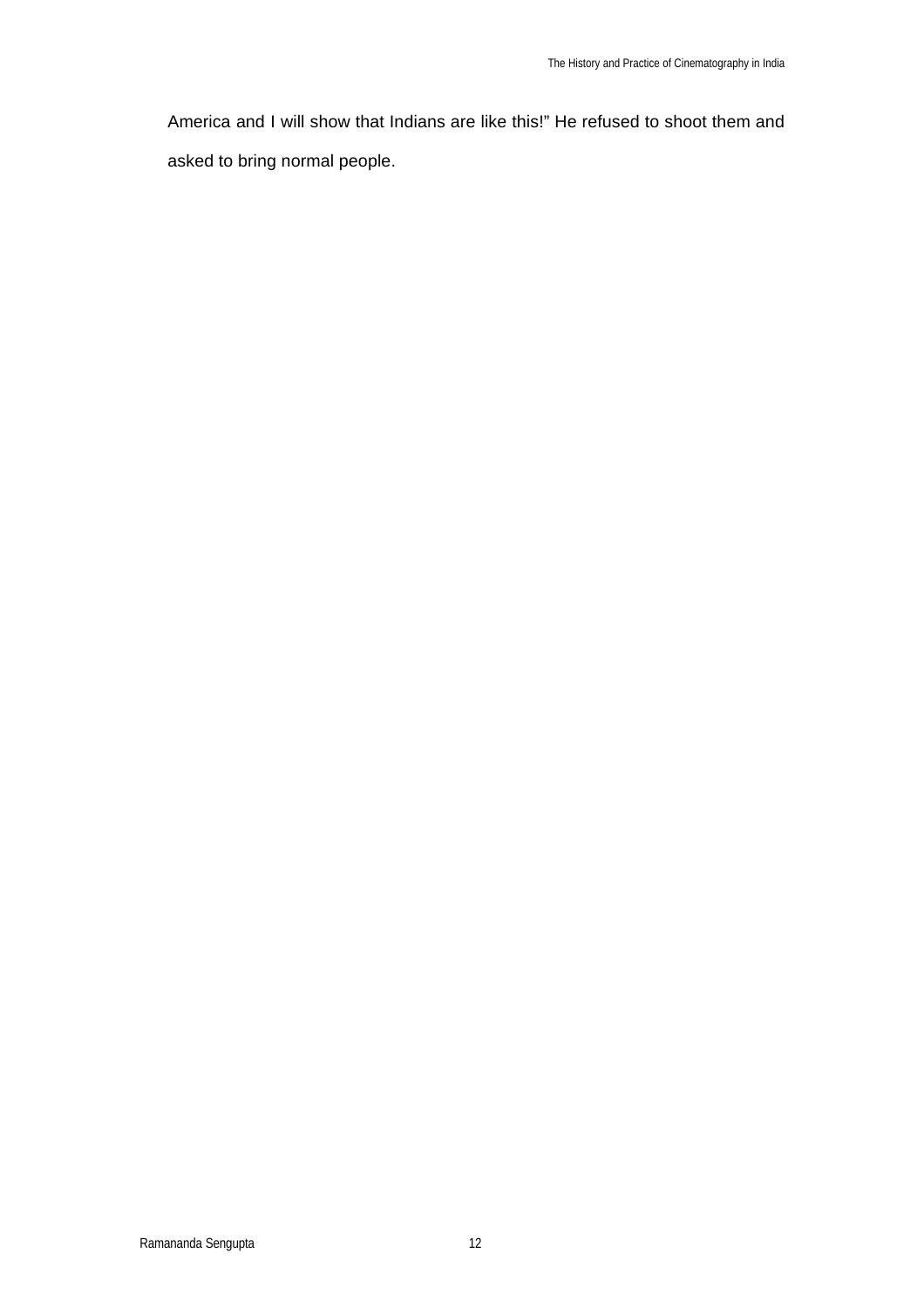America and I will show that Indians are like this!" He refused to shoot them and asked to bring normal people.